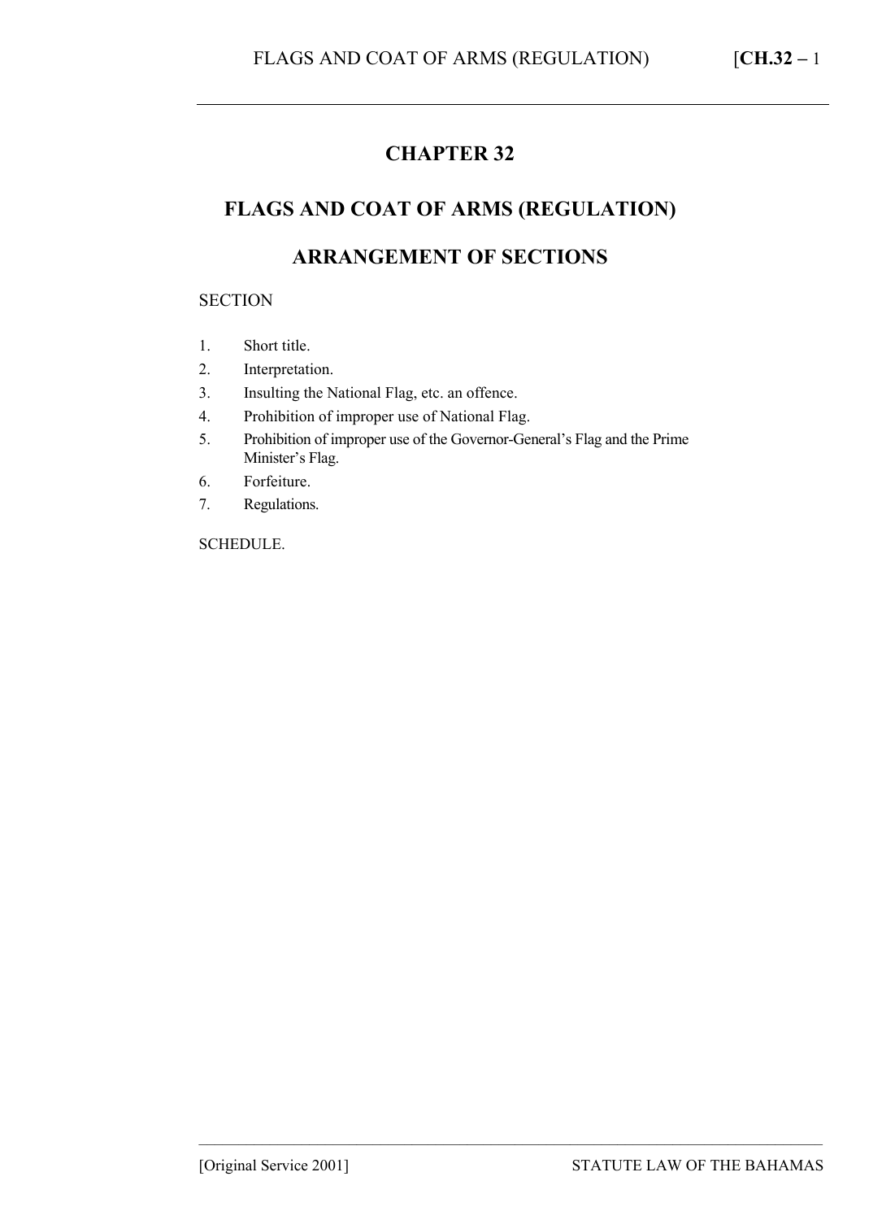# CHAPTER 32

# FLAGS AND COAT OF ARMS (REGULATION)

## ARRANGEMENT OF SECTIONS

SECTION

1. Short title.
2. Interpretation.
3. Insulting the National Flag, etc. an offence.
4. Prohibition of improper use of National Flag.
5. Prohibition of improper use of the Governor-General's Flag and the Prime Minister's Flag.
6. Forfeiture.
7. Regulations.

SCHEDULE.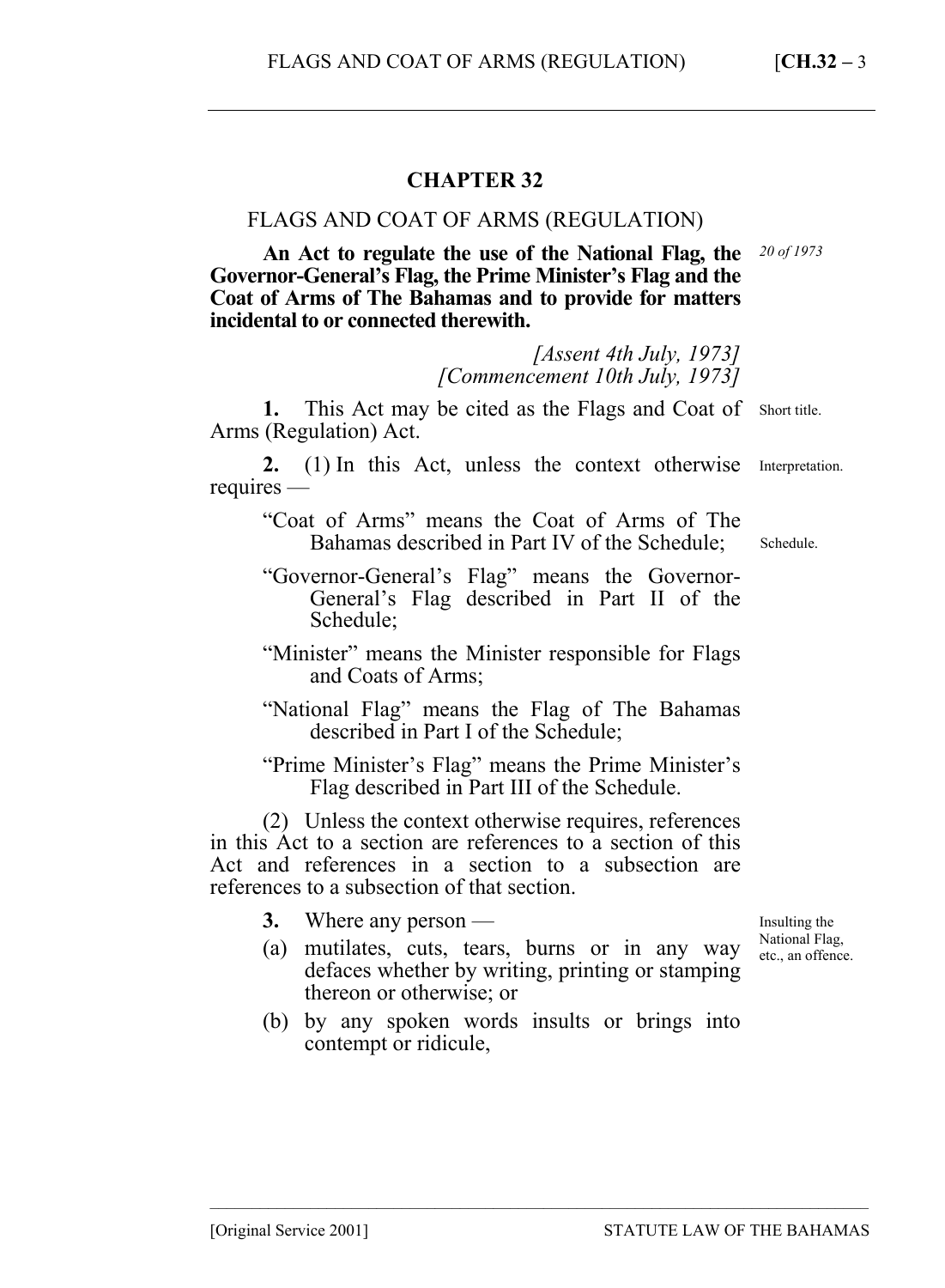# CHAPTER 32

## FLAGS AND COAT OF ARMS (REGULATION)

**An Act to regulate the use of the National Flag, the Governor-General's Flag, the Prime Minister's Flag and the Coat of Arms of The Bahamas and to provide for matters incidental to or connected therewith.**

*20 of 1973*

*[Assent 4th July, 1973]*
*[Commencement 10th July, 1973]*

**1.** This Act may be cited as the Flags and Coat of Arms (Regulation) Act.

Short title.

**2.** (1) In this Act, unless the context otherwise requires —

Interpretation.

"Coat of Arms" means the Coat of Arms of The Bahamas described in Part IV of the Schedule;

Schedule.

"Governor-General's Flag" means the Governor-General's Flag described in Part II of the Schedule;

"Minister" means the Minister responsible for Flags and Coats of Arms;

"National Flag" means the Flag of The Bahamas described in Part I of the Schedule;

"Prime Minister's Flag" means the Prime Minister's Flag described in Part III of the Schedule.

(2) Unless the context otherwise requires, references in this Act to a section are references to a section of this Act and references in a section to a subsection are references to a subsection of that section.

**3.** Where any person —

Insulting the National Flag, etc., an offence.

(a) mutilates, cuts, tears, burns or in any way defaces whether by writing, printing or stamping thereon or otherwise; or

(b) by any spoken words insults or brings into contempt or ridicule,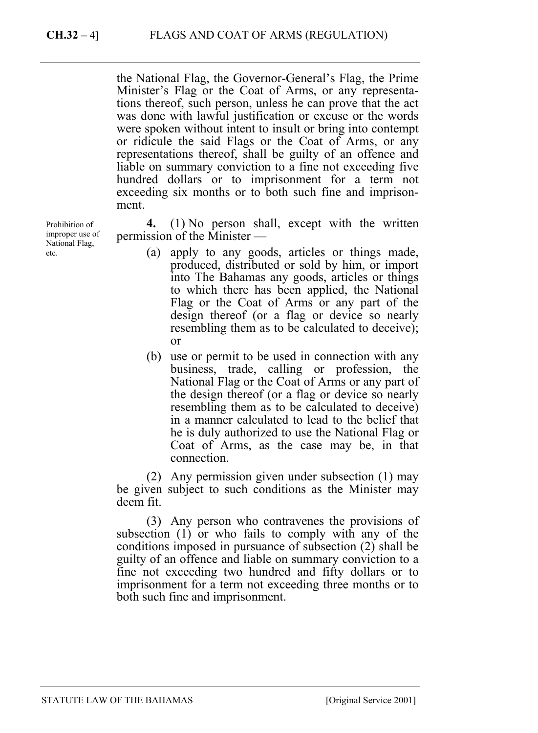the National Flag, the Governor-General's Flag, the Prime Minister's Flag or the Coat of Arms, or any representations thereof, such person, unless he can prove that the act was done with lawful justification or excuse or the words were spoken without intent to insult or bring into contempt or ridicule the said Flags or the Coat of Arms, or any representations thereof, shall be guilty of an offence and liable on summary conviction to a fine not exceeding five hundred dollars or to imprisonment for a term not exceeding six months or to both such fine and imprisonment.

Prohibition of improper use of National Flag, etc.

**4.** (1) No person shall, except with the written permission of the Minister —

(a) apply to any goods, articles or things made, produced, distributed or sold by him, or import into The Bahamas any goods, articles or things to which there has been applied, the National Flag or the Coat of Arms or any part of the design thereof (or a flag or device so nearly resembling them as to be calculated to deceive); or

(b) use or permit to be used in connection with any business, trade, calling or profession, the National Flag or the Coat of Arms or any part of the design thereof (or a flag or device so nearly resembling them as to be calculated to deceive) in a manner calculated to lead to the belief that he is duly authorized to use the National Flag or Coat of Arms, as the case may be, in that connection.

(2) Any permission given under subsection (1) may be given subject to such conditions as the Minister may deem fit.

(3) Any person who contravenes the provisions of subsection (1) or who fails to comply with any of the conditions imposed in pursuance of subsection (2) shall be guilty of an offence and liable on summary conviction to a fine not exceeding two hundred and fifty dollars or to imprisonment for a term not exceeding three months or to both such fine and imprisonment.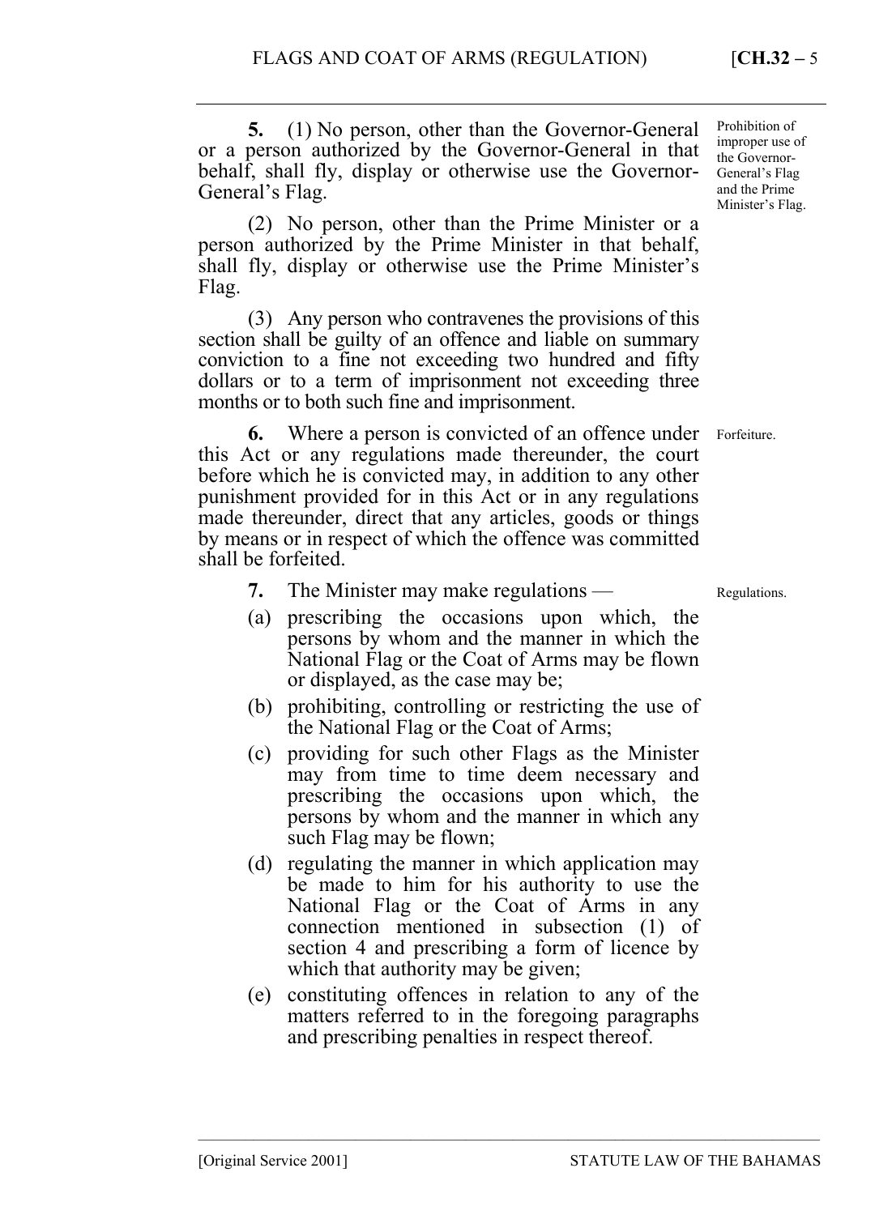**5.** (1) No person, other than the Governor-General or a person authorized by the Governor-General in that behalf, shall fly, display or otherwise use the Governor-General's Flag.

*Prohibition of improper use of the Governor-General's Flag and the Prime Minister's Flag.*

(2) No person, other than the Prime Minister or a person authorized by the Prime Minister in that behalf, shall fly, display or otherwise use the Prime Minister's Flag.

(3) Any person who contravenes the provisions of this section shall be guilty of an offence and liable on summary conviction to a fine not exceeding two hundred and fifty dollars or to a term of imprisonment not exceeding three months or to both such fine and imprisonment.

**6.** Where a person is convicted of an offence under this Act or any regulations made thereunder, the court before which he is convicted may, in addition to any other punishment provided for in this Act or in any regulations made thereunder, direct that any articles, goods or things by means or in respect of which the offence was committed shall be forfeited.

*Forfeiture.*

**7.** The Minister may make regulations —

*Regulations.*

(a) prescribing the occasions upon which, the persons by whom and the manner in which the National Flag or the Coat of Arms may be flown or displayed, as the case may be;

(b) prohibiting, controlling or restricting the use of the National Flag or the Coat of Arms;

(c) providing for such other Flags as the Minister may from time to time deem necessary and prescribing the occasions upon which, the persons by whom and the manner in which any such Flag may be flown;

(d) regulating the manner in which application may be made to him for his authority to use the National Flag or the Coat of Arms in any connection mentioned in subsection (1) of section 4 and prescribing a form of licence by which that authority may be given;

(e) constituting offences in relation to any of the matters referred to in the foregoing paragraphs and prescribing penalties in respect thereof.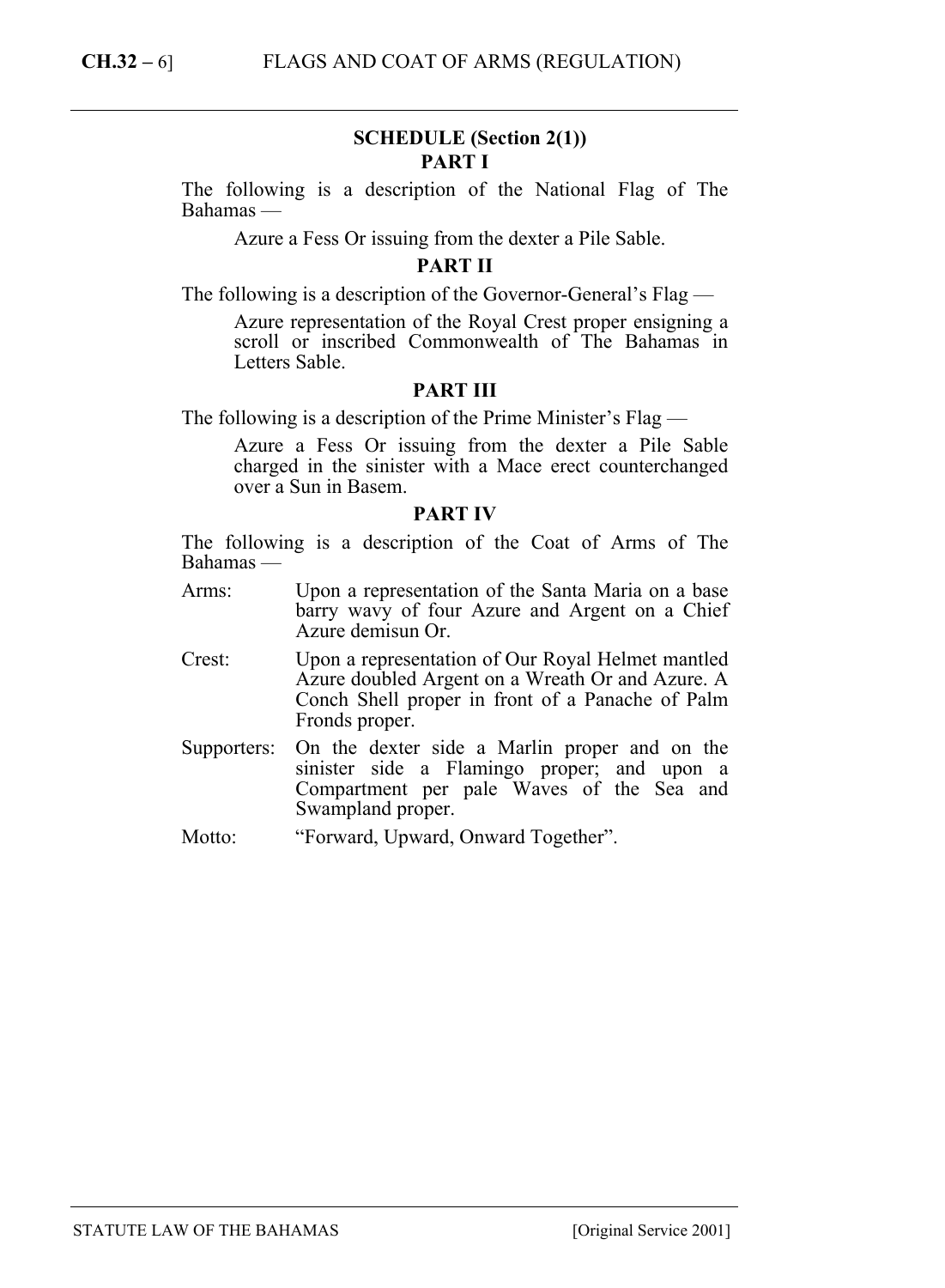## SCHEDULE (Section 2(1))

### PART I

The following is a description of the National Flag of The Bahamas —

Azure a Fess Or issuing from the dexter a Pile Sable.

### PART II

The following is a description of the Governor-General's Flag —

Azure representation of the Royal Crest proper ensigning a scroll or inscribed Commonwealth of The Bahamas in Letters Sable.

### PART III

The following is a description of the Prime Minister's Flag —

Azure a Fess Or issuing from the dexter a Pile Sable charged in the sinister with a Mace erect counterchanged over a Sun in Basem.

### PART IV

The following is a description of the Coat of Arms of The Bahamas —

Arms: Upon a representation of the Santa Maria on a base barry wavy of four Azure and Argent on a Chief Azure demisun Or.

Crest: Upon a representation of Our Royal Helmet mantled Azure doubled Argent on a Wreath Or and Azure. A Conch Shell proper in front of a Panache of Palm Fronds proper.

Supporters: On the dexter side a Marlin proper and on the sinister side a Flamingo proper; and upon a Compartment per pale Waves of the Sea and Swampland proper.

Motto: "Forward, Upward, Onward Together".